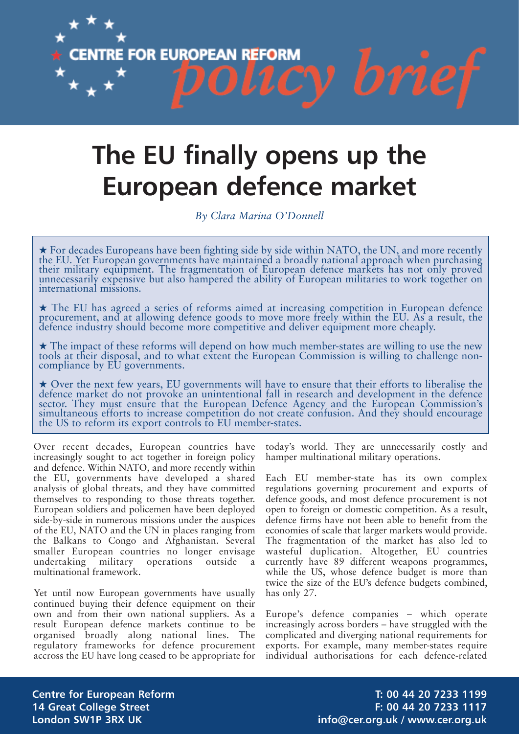CENTRE FOR EUROPEAN REFORM *policy brief*

# The EU finally opens up the European defence market

*By Clara Marina O'Donnell*

★ For decades Europeans have been fighting side by side within NATO, the UN, and more recently the EU. Yet European governments have maintained a broadly national approach when purchasing their military equipment. The fragmentation of European defence markets has not only proved unnecessarily expensive but also hampered the ability of European militaries to work together on international missions.

★ The EU has agreed a series of reforms aimed at increasing competition in European defence procurement, and at allowing defence goods to move more freely within the EU. As a result, the defence industry should become more competitive and deliver equipment more cheaply.

★ The impact of these reforms will depend on how much member-states are willing to use the new tools at their disposal, and to what extent the European Commission is willing to challenge non-compliance by EU governments.

★ Over the next few years, EU governments will have to ensure that their efforts to liberalise the defence market do not provoke an unintentional fall in research and development in the defence sector. They must ensure that the European Defence Agency and the European Commission's simultaneous efforts to increase competition do not create confusion. And they should encourage the US to reform its export controls to EU member-states.

Over recent decades, European countries have increasingly sought to act together in foreign policy and defence. Within NATO, and more recently within the EU, governments have developed a shared analysis of global threats, and they have committed themselves to responding to those threats together. European soldiers and policemen have been deployed side-by-side in numerous missions under the auspices of the EU, NATO and the UN in places ranging from the Balkans to Congo and Afghanistan. Several smaller European countries no longer envisage undertaking military operations outside a multinational framework.

Yet until now European governments have usually continued buying their defence equipment on their own and from their own national suppliers. As a result European defence markets continue to be organised broadly along national lines. The regulatory frameworks for defence procurement accross the EU have long ceased to be appropriate for today's world. They are unnecessarily costly and hamper multinational military operations.

Each EU member-state has its own complex regulations governing procurement and exports of defence goods, and most defence procurement is not open to foreign or domestic competition. As a result, defence firms have not been able to benefit from the economies of scale that larger markets would provide. The fragmentation of the market has also led to wasteful duplication. Altogether, EU countries currently have 89 different weapons programmes, while the US, whose defence budget is more than twice the size of the EU's defence budgets combined, has only 27.

Europe's defence companies – which operate increasingly across borders – have struggled with the complicated and diverging national requirements for exports. For example, many member-states require individual authorisations for each defence-related

**Centre for European Reform**
**14 Great College Street**
**London SW1P 3RX UK**

**T: 00 44 20 7233 1199**
**F: 00 44 20 7233 1117**
**info@cer.org.uk / www.cer.org.uk**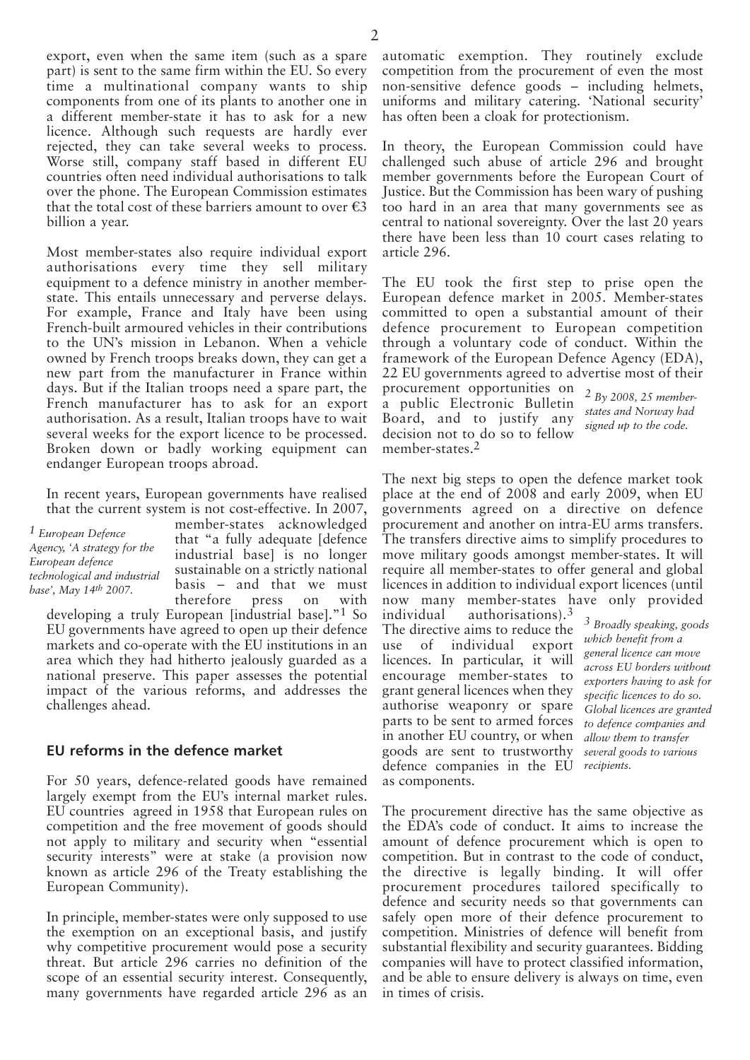export, even when the same item (such as a spare part) is sent to the same firm within the EU. So every time a multinational company wants to ship components from one of its plants to another one in a different member-state it has to ask for a new licence. Although such requests are hardly ever rejected, they can take several weeks to process. Worse still, company staff based in different EU countries often need individual authorisations to talk over the phone. The European Commission estimates that the total cost of these barriers amount to over €3 billion a year.

Most member-states also require individual export authorisations every time they sell military equipment to a defence ministry in another member-state. This entails unnecessary and perverse delays. For example, France and Italy have been using French-built armoured vehicles in their contributions to the UN's mission in Lebanon. When a vehicle owned by French troops breaks down, they can get a new part from the manufacturer in France within days. But if the Italian troops need a spare part, the French manufacturer has to ask for an export authorisation. As a result, Italian troops have to wait several weeks for the export licence to be processed. Broken down or badly working equipment can endanger European troops abroad.

In recent years, European governments have realised that the current system is not cost-effective. In 2007, member-states acknowledged that "a fully adequate [defence industrial base] is no longer sustainable on a strictly national basis – and that we must therefore press on with developing a truly European [industrial base]."[1] So EU governments have agreed to open up their defence markets and co-operate with the EU institutions in an area which they had hitherto jealously guarded as a national preserve. This paper assesses the potential impact of the various reforms, and addresses the challenges ahead.

*[1] European Defence Agency, 'A strategy for the European defence technological and industrial base', May 14th 2007.*

## EU reforms in the defence market

For 50 years, defence-related goods have remained largely exempt from the EU's internal market rules. EU countries agreed in 1958 that European rules on competition and the free movement of goods should not apply to military and security when "essential security interests" were at stake (a provision now known as article 296 of the Treaty establishing the European Community).

In principle, member-states were only supposed to use the exemption on an exceptional basis, and justify why competitive procurement would pose a security threat. But article 296 carries no definition of the scope of an essential security interest. Consequently, many governments have regarded article 296 as an automatic exemption. They routinely exclude competition from the procurement of even the most non-sensitive defence goods – including helmets, uniforms and military catering. 'National security' has often been a cloak for protectionism.

In theory, the European Commission could have challenged such abuse of article 296 and brought member governments before the European Court of Justice. But the Commission has been wary of pushing too hard in an area that many governments see as central to national sovereignty. Over the last 20 years there have been less than 10 court cases relating to article 296.

The EU took the first step to prise open the European defence market in 2005. Member-states committed to open a substantial amount of their defence procurement to European competition through a voluntary code of conduct. Within the framework of the European Defence Agency (EDA), 22 EU governments agreed to advertise most of their procurement opportunities on a public Electronic Bulletin Board, and to justify any decision not to do so to fellow member-states.[2]

*[2] By 2008, 25 member-states and Norway had signed up to the code.*

The next big steps to open the defence market took place at the end of 2008 and early 2009, when EU governments agreed on a directive on defence procurement and another on intra-EU arms transfers. The transfers directive aims to simplify procedures to move military goods amongst member-states. It will require all member-states to offer general and global licences in addition to individual export licences (until now many member-states have only provided individual authorisations).[3] The directive aims to reduce the use of individual export licences. In particular, it will encourage member-states to grant general licences when they authorise weaponry or spare parts to be sent to armed forces in another EU country, or when goods are sent to trustworthy defence companies in the EU as components.

*[3] Broadly speaking, goods which benefit from a general licence can move across EU borders without exporters having to ask for specific licences to do so. Global licences are granted to defence companies and allow them to transfer several goods to various recipients.*

The procurement directive has the same objective as the EDA's code of conduct. It aims to increase the amount of defence procurement which is open to competition. But in contrast to the code of conduct, the directive is legally binding. It will offer procurement procedures tailored specifically to defence and security needs so that governments can safely open more of their defence procurement to competition. Ministries of defence will benefit from substantial flexibility and security guarantees. Bidding companies will have to protect classified information, and be able to ensure delivery is always on time, even in times of crisis.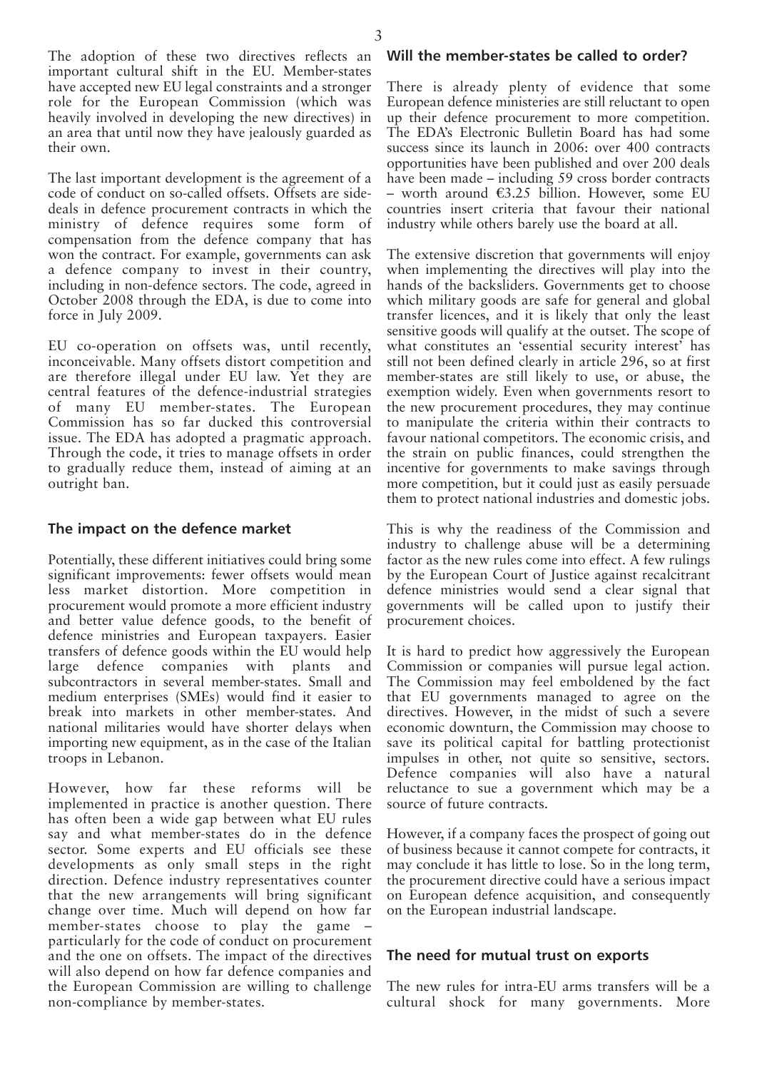The adoption of these two directives reflects an important cultural shift in the EU. Member-states have accepted new EU legal constraints and a stronger role for the European Commission (which was heavily involved in developing the new directives) in an area that until now they have jealously guarded as their own.

The last important development is the agreement of a code of conduct on so-called offsets. Offsets are side-deals in defence procurement contracts in which the ministry of defence requires some form of compensation from the defence company that has won the contract. For example, governments can ask a defence company to invest in their country, including in non-defence sectors. The code, agreed in October 2008 through the EDA, is due to come into force in July 2009.

EU co-operation on offsets was, until recently, inconceivable. Many offsets distort competition and are therefore illegal under EU law. Yet they are central features of the defence-industrial strategies of many EU member-states. The European Commission has so far ducked this controversial issue. The EDA has adopted a pragmatic approach. Through the code, it tries to manage offsets in order to gradually reduce them, instead of aiming at an outright ban.

## The impact on the defence market

Potentially, these different initiatives could bring some significant improvements: fewer offsets would mean less market distortion. More competition in procurement would promote a more efficient industry and better value defence goods, to the benefit of defence ministries and European taxpayers. Easier transfers of defence goods within the EU would help large defence companies with plants and subcontractors in several member-states. Small and medium enterprises (SMEs) would find it easier to break into markets in other member-states. And national militaries would have shorter delays when importing new equipment, as in the case of the Italian troops in Lebanon.

However, how far these reforms will be implemented in practice is another question. There has often been a wide gap between what EU rules say and what member-states do in the defence sector. Some experts and EU officials see these developments as only small steps in the right direction. Defence industry representatives counter that the new arrangements will bring significant change over time. Much will depend on how far member-states choose to play the game – particularly for the code of conduct on procurement and the one on offsets. The impact of the directives will also depend on how far defence companies and the European Commission are willing to challenge non-compliance by member-states.

## Will the member-states be called to order?

There is already plenty of evidence that some European defence ministeries are still reluctant to open up their defence procurement to more competition. The EDA's Electronic Bulletin Board has had some success since its launch in 2006: over 400 contracts opportunities have been published and over 200 deals have been made – including 59 cross border contracts – worth around €3.25 billion. However, some EU countries insert criteria that favour their national industry while others barely use the board at all.

The extensive discretion that governments will enjoy when implementing the directives will play into the hands of the backsliders. Governments get to choose which military goods are safe for general and global transfer licences, and it is likely that only the least sensitive goods will qualify at the outset. The scope of what constitutes an 'essential security interest' has still not been defined clearly in article 296, so at first member-states are still likely to use, or abuse, the exemption widely. Even when governments resort to the new procurement procedures, they may continue to manipulate the criteria within their contracts to favour national competitors. The economic crisis, and the strain on public finances, could strengthen the incentive for governments to make savings through more competition, but it could just as easily persuade them to protect national industries and domestic jobs.

This is why the readiness of the Commission and industry to challenge abuse will be a determining factor as the new rules come into effect. A few rulings by the European Court of Justice against recalcitrant defence ministries would send a clear signal that governments will be called upon to justify their procurement choices.

It is hard to predict how aggressively the European Commission or companies will pursue legal action. The Commission may feel emboldened by the fact that EU governments managed to agree on the directives. However, in the midst of such a severe economic downturn, the Commission may choose to save its political capital for battling protectionist impulses in other, not quite so sensitive, sectors. Defence companies will also have a natural reluctance to sue a government which may be a source of future contracts.

However, if a company faces the prospect of going out of business because it cannot compete for contracts, it may conclude it has little to lose. So in the long term, the procurement directive could have a serious impact on European defence acquisition, and consequently on the European industrial landscape.

## The need for mutual trust on exports

The new rules for intra-EU arms transfers will be a cultural shock for many governments. More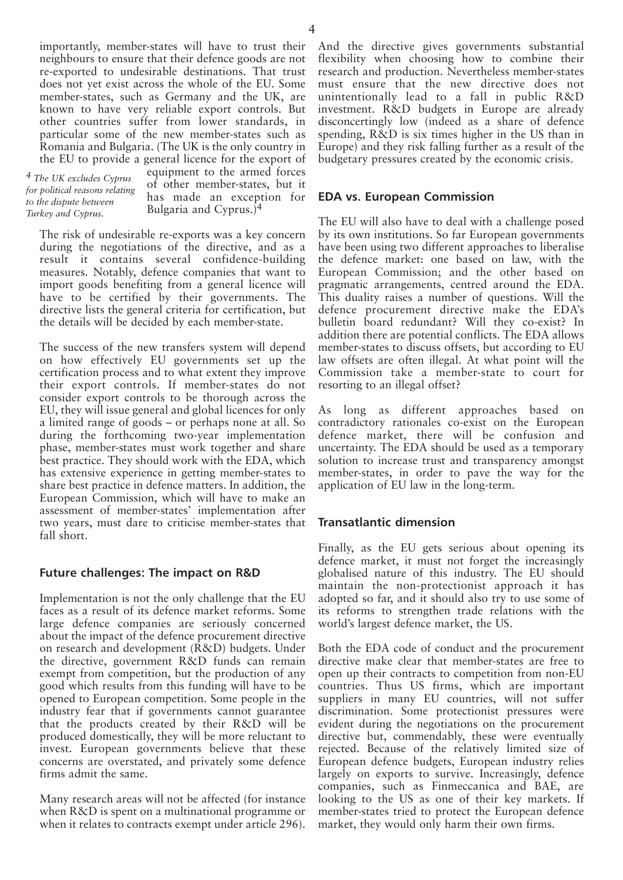importantly, member-states will have to trust their neighbours to ensure that their defence goods are not re-exported to undesirable destinations. That trust does not yet exist across the whole of the EU. Some member-states, such as Germany and the UK, are known to have very reliable export controls. But other countries suffer from lower standards, in particular some of the new member-states such as Romania and Bulgaria. (The UK is the only country in the EU to provide a general licence for the export of equipment to the armed forces of other member-states, but it has made an exception for Bulgaria and Cyprus.)[4]

[4] *The UK excludes Cyprus for political reasons relating to the dispute between Turkey and Cyprus.*

The risk of undesirable re-exports was a key concern during the negotiations of the directive, and as a result it contains several confidence-building measures. Notably, defence companies that want to import goods benefiting from a general licence will have to be certified by their governments. The directive lists the general criteria for certification, but the details will be decided by each member-state.

The success of the new transfers system will depend on how effectively EU governments set up the certification process and to what extent they improve their export controls. If member-states do not consider export controls to be thorough across the EU, they will issue general and global licences for only a limited range of goods – or perhaps none at all. So during the forthcoming two-year implementation phase, member-states must work together and share best practice. They should work with the EDA, which has extensive experience in getting member-states to share best practice in defence matters. In addition, the European Commission, which will have to make an assessment of member-states' implementation after two years, must dare to criticise member-states that fall short.

## Future challenges: The impact on R&D

Implementation is not the only challenge that the EU faces as a result of its defence market reforms. Some large defence companies are seriously concerned about the impact of the defence procurement directive on research and development (R&D) budgets. Under the directive, government R&D funds can remain exempt from competition, but the production of any good which results from this funding will have to be opened to European competition. Some people in the industry fear that if governments cannot guarantee that the products created by their R&D will be produced domestically, they will be more reluctant to invest. European governments believe that these concerns are overstated, and privately some defence firms admit the same.

Many research areas will not be affected (for instance when R&D is spent on a multinational programme or when it relates to contracts exempt under article 296). And the directive gives governments substantial flexibility when choosing how to combine their research and production. Nevertheless member-states must ensure that the new directive does not unintentionally lead to a fall in public R&D investment. R&D budgets in Europe are already disconcertingly low (indeed as a share of defence spending, R&D is six times higher in the US than in Europe) and they risk falling further as a result of the budgetary pressures created by the economic crisis.

## EDA vs. European Commission

The EU will also have to deal with a challenge posed by its own institutions. So far European governments have been using two different approaches to liberalise the defence market: one based on law, with the European Commission; and the other based on pragmatic arrangements, centred around the EDA. This duality raises a number of questions. Will the defence procurement directive make the EDA's bulletin board redundant? Will they co-exist? In addition there are potential conflicts. The EDA allows member-states to discuss offsets, but according to EU law offsets are often illegal. At what point will the Commission take a member-state to court for resorting to an illegal offset?

As long as different approaches based on contradictory rationales co-exist on the European defence market, there will be confusion and uncertainty. The EDA should be used as a temporary solution to increase trust and transparency amongst member-states, in order to pave the way for the application of EU law in the long-term.

## Transatlantic dimension

Finally, as the EU gets serious about opening its defence market, it must not forget the increasingly globalised nature of this industry. The EU should maintain the non-protectionist approach it has adopted so far, and it should also try to use some of its reforms to strengthen trade relations with the world's largest defence market, the US.

Both the EDA code of conduct and the procurement directive make clear that member-states are free to open up their contracts to competition from non-EU countries. Thus US firms, which are important suppliers in many EU countries, will not suffer discrimination. Some protectionist pressures were evident during the negotiations on the procurement directive but, commendably, these were eventually rejected. Because of the relatively limited size of European defence budgets, European industry relies largely on exports to survive. Increasingly, defence companies, such as Finmeccanica and BAE, are looking to the US as one of their key markets. If member-states tried to protect the European defence market, they would only harm their own firms.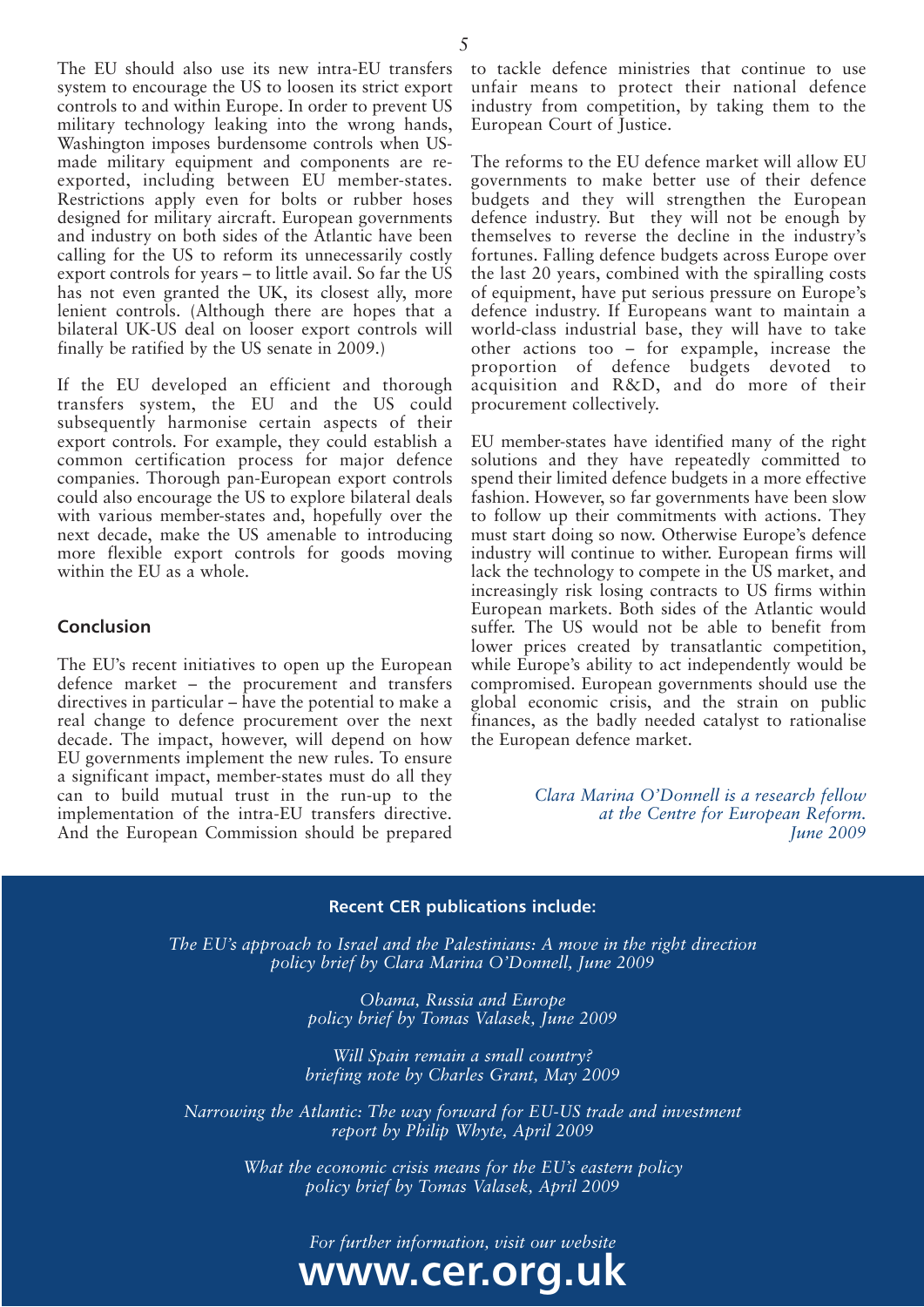The EU should also use its new intra-EU transfers system to encourage the US to loosen its strict export controls to and within Europe. In order to prevent US military technology leaking into the wrong hands, Washington imposes burdensome controls when US-made military equipment and components are re-exported, including between EU member-states. Restrictions apply even for bolts or rubber hoses designed for military aircraft. European governments and industry on both sides of the Atlantic have been calling for the US to reform its unnecessarily costly export controls for years – to little avail. So far the US has not even granted the UK, its closest ally, more lenient controls. (Although there are hopes that a bilateral UK-US deal on looser export controls will finally be ratified by the US senate in 2009.)

If the EU developed an efficient and thorough transfers system, the EU and the US could subsequently harmonise certain aspects of their export controls. For example, they could establish a common certification process for major defence companies. Thorough pan-European export controls could also encourage the US to explore bilateral deals with various member-states and, hopefully over the next decade, make the US amenable to introducing more flexible export controls for goods moving within the EU as a whole.

### Conclusion

The EU's recent initiatives to open up the European defence market – the procurement and transfers directives in particular – have the potential to make a real change to defence procurement over the next decade. The impact, however, will depend on how EU governments implement the new rules. To ensure a significant impact, member-states must do all they can to build mutual trust in the run-up to the implementation of the intra-EU transfers directive. And the European Commission should be prepared to tackle defence ministries that continue to use unfair means to protect their national defence industry from competition, by taking them to the European Court of Justice.

The reforms to the EU defence market will allow EU governments to make better use of their defence budgets and they will strengthen the European defence industry. But they will not be enough by themselves to reverse the decline in the industry's fortunes. Falling defence budgets across Europe over the last 20 years, combined with the spiralling costs of equipment, have put serious pressure on Europe's defence industry. If Europeans want to maintain a world-class industrial base, they will have to take other actions too – for expample, increase the proportion of defence budgets devoted to acquisition and R&D, and do more of their procurement collectively.

EU member-states have identified many of the right solutions and they have repeatedly committed to spend their limited defence budgets in a more effective fashion. However, so far governments have been slow to follow up their commitments with actions. They must start doing so now. Otherwise Europe's defence industry will continue to wither. European firms will lack the technology to compete in the US market, and increasingly risk losing contracts to US firms within European markets. Both sides of the Atlantic would suffer. The US would not be able to benefit from lower prices created by transatlantic competition, while Europe's ability to act independently would be compromised. European governments should use the global economic crisis, and the strain on public finances, as the badly needed catalyst to rationalise the European defence market.

*Clara Marina O'Donnell is a research fellow at the Centre for European Reform.*
*June 2009*

**Recent CER publications include:**

*The EU's approach to Israel and the Palestinians: A move in the right direction*
*policy brief by Clara Marina O'Donnell, June 2009*

*Obama, Russia and Europe*
*policy brief by Tomas Valasek, June 2009*

*Will Spain remain a small country?*
*briefing note by Charles Grant, May 2009*

*Narrowing the Atlantic: The way forward for EU-US trade and investment*
*report by Philip Whyte, April 2009*

*What the economic crisis means for the EU's eastern policy*
*policy brief by Tomas Valasek, April 2009*

*For further information, visit our website*
**www.cer.org.uk**